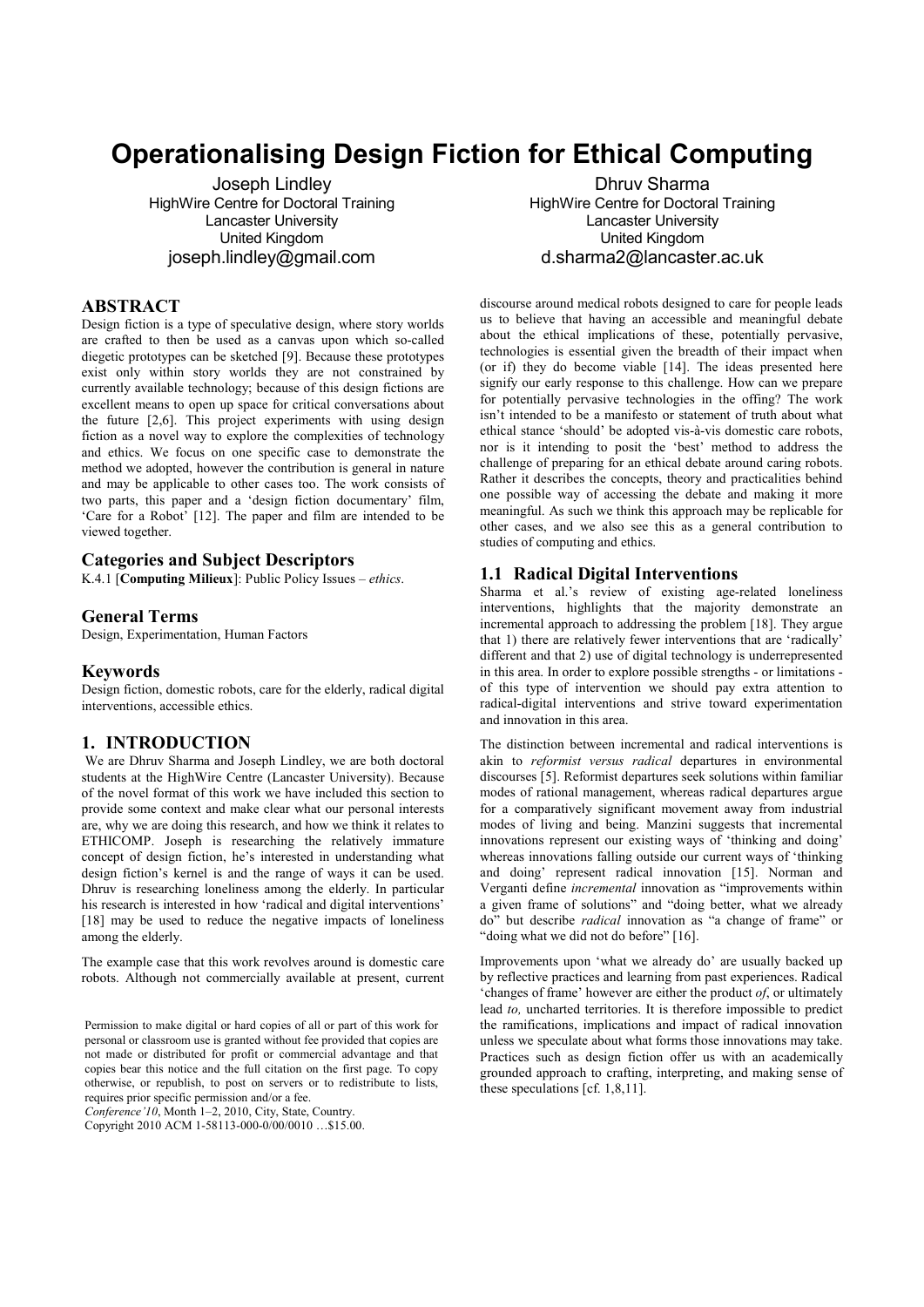# Operationalising Design Fiction for Ethical Computing

Joseph Lindley
HighWire Centre for Doctoral Training
Lancaster University
United Kingdom
joseph.lindley@gmail.com

Dhruv Sharma
HighWire Centre for Doctoral Training
Lancaster University
United Kingdom
d.sharma2@lancaster.ac.uk

## ABSTRACT

Design fiction is a type of speculative design, where story worlds are crafted to then be used as a canvas upon which so-called diegetic prototypes can be sketched [9]. Because these prototypes exist only within story worlds they are not constrained by currently available technology; because of this design fictions are excellent means to open up space for critical conversations about the future [2,6]. This project experiments with using design fiction as a novel way to explore the complexities of technology and ethics. We focus on one specific case to demonstrate the method we adopted, however the contribution is general in nature and may be applicable to other cases too. The work consists of two parts, this paper and a 'design fiction documentary' film, 'Care for a Robot' [12]. The paper and film are intended to be viewed together.

### Categories and Subject Descriptors

K.4.1 [**Computing Milieux**]: Public Policy Issues – *ethics*.

### General Terms

Design, Experimentation, Human Factors

### Keywords

Design fiction, domestic robots, care for the elderly, radical digital interventions, accessible ethics.

## 1. INTRODUCTION

We are Dhruv Sharma and Joseph Lindley, we are both doctoral students at the HighWire Centre (Lancaster University). Because of the novel format of this work we have included this section to provide some context and make clear what our personal interests are, why we are doing this research, and how we think it relates to ETHICOMP. Joseph is researching the relatively immature concept of design fiction, he's interested in understanding what design fiction's kernel is and the range of ways it can be used. Dhruv is researching loneliness among the elderly. In particular his research is interested in how 'radical and digital interventions' [18] may be used to reduce the negative impacts of loneliness among the elderly.

The example case that this work revolves around is domestic care robots. Although not commercially available at present, current discourse around medical robots designed to care for people leads us to believe that having an accessible and meaningful debate about the ethical implications of these, potentially pervasive, technologies is essential given the breadth of their impact when (or if) they do become viable [14]. The ideas presented here signify our early response to this challenge. How can we prepare for potentially pervasive technologies in the offing? The work isn't intended to be a manifesto or statement of truth about what ethical stance 'should' be adopted vis-à-vis domestic care robots, nor is it intending to posit the 'best' method to address the challenge of preparing for an ethical debate around caring robots. Rather it describes the concepts, theory and practicalities behind one possible way of accessing the debate and making it more meaningful. As such we think this approach may be replicable for other cases, and we also see this as a general contribution to studies of computing and ethics.

Permission to make digital or hard copies of all or part of this work for personal or classroom use is granted without fee provided that copies are not made or distributed for profit or commercial advantage and that copies bear this notice and the full citation on the first page. To copy otherwise, or republish, to post on servers or to redistribute to lists, requires prior specific permission and/or a fee.
*Conference'10*, Month 1–2, 2010, City, State, Country.
Copyright 2010 ACM 1-58113-000-0/00/0010 …$15.00.

### 1.1 Radical Digital Interventions

Sharma et al.'s review of existing age-related loneliness interventions, highlights that the majority demonstrate an incremental approach to addressing the problem [18]. They argue that 1) there are relatively fewer interventions that are 'radically' different and that 2) use of digital technology is underrepresented in this area. In order to explore possible strengths - or limitations - of this type of intervention we should pay extra attention to radical-digital interventions and strive toward experimentation and innovation in this area.

The distinction between incremental and radical interventions is akin to *reformist versus radical* departures in environmental discourses [5]. Reformist departures seek solutions within familiar modes of rational management, whereas radical departures argue for a comparatively significant movement away from industrial modes of living and being. Manzini suggests that incremental innovations represent our existing ways of 'thinking and doing' whereas innovations falling outside our current ways of 'thinking and doing' represent radical innovation [15]. Norman and Verganti define *incremental* innovation as "improvements within a given frame of solutions" and "doing better, what we already do" but describe *radical* innovation as "a change of frame" or "doing what we did not do before" [16].

Improvements upon 'what we already do' are usually backed up by reflective practices and learning from past experiences. Radical 'changes of frame' however are either the product *of*, or ultimately lead *to,* uncharted territories. It is therefore impossible to predict the ramifications, implications and impact of radical innovation unless we speculate about what forms those innovations may take. Practices such as design fiction offer us with an academically grounded approach to crafting, interpreting, and making sense of these speculations [cf. 1,8,11].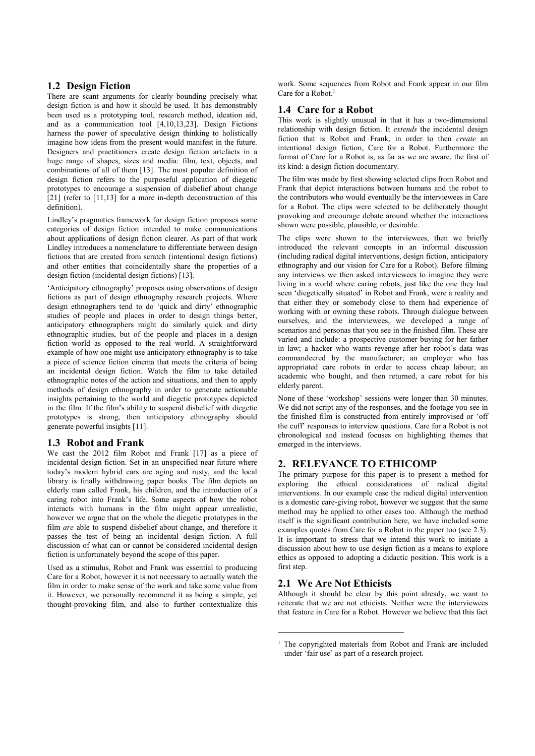### 1.2 Design Fiction

There are scant arguments for clearly bounding precisely what design fiction is and how it should be used. It has demonstrably been used as a prototyping tool, research method, ideation aid, and as a communication tool [4,10,13,23]. Design Fictions harness the power of speculative design thinking to holistically imagine how ideas from the present would manifest in the future. Designers and practitioners create design fiction artefacts in a huge range of shapes, sizes and media: film, text, objects, and combinations of all of them [13]. The most popular definition of design fiction refers to the purposeful application of diegetic prototypes to encourage a suspension of disbelief about change [21] (refer to [11,13] for a more in-depth deconstruction of this definition).

Lindley's pragmatics framework for design fiction proposes some categories of design fiction intended to make communications about applications of design fiction clearer. As part of that work Lindley introduces a nomenclature to differentiate between design fictions that are created from scratch (intentional design fictions) and other entities that coincidentally share the properties of a design fiction (incidental design fictions) [13].

'Anticipatory ethnography' proposes using observations of design fictions as part of design ethnography research projects. Where design ethnographers tend to do 'quick and dirty' ethnographic studies of people and places in order to design things better, anticipatory ethnographers might do similarly quick and dirty ethnographic studies, but of the people and places in a design fiction world as opposed to the real world. A straightforward example of how one might use anticipatory ethnography is to take a piece of science fiction cinema that meets the criteria of being an incidental design fiction. Watch the film to take detailed ethnographic notes of the action and situations, and then to apply methods of design ethnography in order to generate actionable insights pertaining to the world and diegetic prototypes depicted in the film. If the film's ability to suspend disbelief with diegetic prototypes is strong, then anticipatory ethnography should generate powerful insights [11].

### 1.3 Robot and Frank

We cast the 2012 film Robot and Frank [17] as a piece of incidental design fiction. Set in an unspecified near future where today's modern hybrid cars are aging and rusty, and the local library is finally withdrawing paper books. The film depicts an elderly man called Frank, his children, and the introduction of a caring robot into Frank's life. Some aspects of how the robot interacts with humans in the film might appear unrealistic, however we argue that on the whole the diegetic prototypes in the film *are* able to suspend disbelief about change, and therefore it passes the test of being an incidental design fiction. A full discussion of what can or cannot be considered incidental design fiction is unfortunately beyond the scope of this paper.

Used as a stimulus, Robot and Frank was essential to producing Care for a Robot, however it is not necessary to actually watch the film in order to make sense of the work and take some value from it. However, we personally recommend it as being a simple, yet thought-provoking film, and also to further contextualize this work. Some sequences from Robot and Frank appear in our film Care for a Robot.[1]

### 1.4 Care for a Robot

This work is slightly unusual in that it has a two-dimensional relationship with design fiction. It *extends* the incidental design fiction that is Robot and Frank, in order to then *create* an intentional design fiction, Care for a Robot. Furthermore the format of Care for a Robot is, as far as we are aware, the first of its kind: a design fiction documentary.

The film was made by first showing selected clips from Robot and Frank that depict interactions between humans and the robot to the contributors who would eventually be the interviewees in Care for a Robot. The clips were selected to be deliberately thought provoking and encourage debate around whether the interactions shown were possible, plausible, or desirable.

The clips were shown to the interviewees, then we briefly introduced the relevant concepts in an informal discussion (including radical digital interventions, design fiction, anticipatory ethnography and our vision for Care for a Robot). Before filming any interviews we then asked interviewees to imagine they were living in a world where caring robots, just like the one they had seen 'diegetically situated' in Robot and Frank, were a reality and that either they or somebody close to them had experience of working with or owning these robots. Through dialogue between ourselves, and the interviewees, we developed a range of scenarios and personas that you see in the finished film. These are varied and include: a prospective customer buying for her father in law; a hacker who wants revenge after her robot's data was commandeered by the manufacturer; an employer who has appropriated care robots in order to access cheap labour; an academic who bought, and then returned, a care robot for his elderly parent.

None of these 'workshop' sessions were longer than 30 minutes. We did not script any of the responses, and the footage you see in the finished film is constructed from entirely improvised or 'off the cuff' responses to interview questions. Care for a Robot is not chronological and instead focuses on highlighting themes that emerged in the interviews.

## 2. RELEVANCE TO ETHICOMP

The primary purpose for this paper is to present a method for exploring the ethical considerations of radical digital interventions. In our example case the radical digital intervention is a domestic care-giving robot, however we suggest that the same method may be applied to other cases too. Although the method itself is the significant contribution here, we have included some examples quotes from Care for a Robot in the paper too (see 2.3). It is important to stress that we intend this work to initiate a discussion about how to use design fiction as a means to explore ethics as opposed to adopting a didactic position. This work is a first step.

### 2.1 We Are Not Ethicists

Although it should be clear by this point already, we want to reiterate that we are not ethicists. Neither were the interviewees that feature in Care for a Robot. However we believe that this fact

[1] The copyrighted materials from Robot and Frank are included under 'fair use' as part of a research project.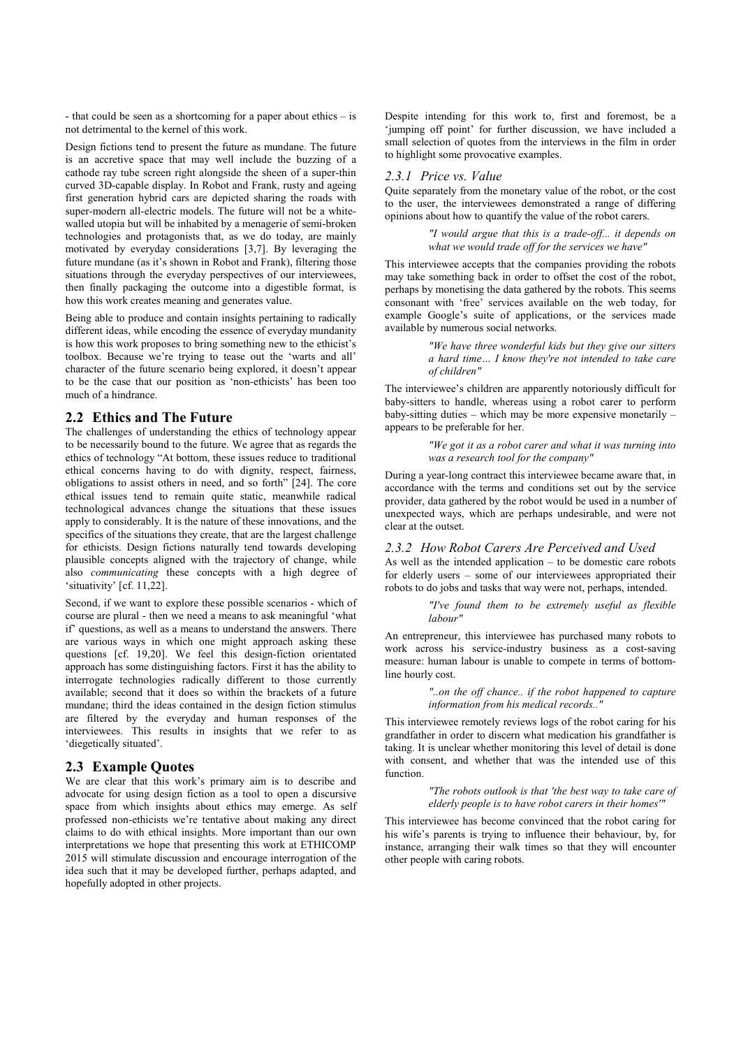- that could be seen as a shortcoming for a paper about ethics – is not detrimental to the kernel of this work.

Design fictions tend to present the future as mundane. The future is an accretive space that may well include the buzzing of a cathode ray tube screen right alongside the sheen of a super-thin curved 3D-capable display. In Robot and Frank, rusty and ageing first generation hybrid cars are depicted sharing the roads with super-modern all-electric models. The future will not be a white-walled utopia but will be inhabited by a menagerie of semi-broken technologies and protagonists that, as we do today, are mainly motivated by everyday considerations [3,7]. By leveraging the future mundane (as it's shown in Robot and Frank), filtering those situations through the everyday perspectives of our interviewees, then finally packaging the outcome into a digestible format, is how this work creates meaning and generates value.

Being able to produce and contain insights pertaining to radically different ideas, while encoding the essence of everyday mundanity is how this work proposes to bring something new to the ethicist's toolbox. Because we're trying to tease out the 'warts and all' character of the future scenario being explored, it doesn't appear to be the case that our position as 'non-ethicists' has been too much of a hindrance.

## 2.2 Ethics and The Future

The challenges of understanding the ethics of technology appear to be necessarily bound to the future. We agree that as regards the ethics of technology "At bottom, these issues reduce to traditional ethical concerns having to do with dignity, respect, fairness, obligations to assist others in need, and so forth" [24]. The core ethical issues tend to remain quite static, meanwhile radical technological advances change the situations that these issues apply to considerably. It is the nature of these innovations, and the specifics of the situations they create, that are the largest challenge for ethicists. Design fictions naturally tend towards developing plausible concepts aligned with the trajectory of change, while also *communicating* these concepts with a high degree of 'situativity' [cf. 11,22].

Second, if we want to explore these possible scenarios - which of course are plural - then we need a means to ask meaningful 'what if' questions, as well as a means to understand the answers. There are various ways in which one might approach asking these questions [cf. 19,20]. We feel this design-fiction orientated approach has some distinguishing factors. First it has the ability to interrogate technologies radically different to those currently available; second that it does so within the brackets of a future mundane; third the ideas contained in the design fiction stimulus are filtered by the everyday and human responses of the interviewees. This results in insights that we refer to as 'diegetically situated'.

## 2.3 Example Quotes

We are clear that this work's primary aim is to describe and advocate for using design fiction as a tool to open a discursive space from which insights about ethics may emerge. As self professed non-ethicists we're tentative about making any direct claims to do with ethical insights. More important than our own interpretations we hope that presenting this work at ETHICOMP 2015 will stimulate discussion and encourage interrogation of the idea such that it may be developed further, perhaps adapted, and hopefully adopted in other projects.

Despite intending for this work to, first and foremost, be a 'jumping off point' for further discussion, we have included a small selection of quotes from the interviews in the film in order to highlight some provocative examples.

### 2.3.1 *Price vs. Value*

Quite separately from the monetary value of the robot, or the cost to the user, the interviewees demonstrated a range of differing opinions about how to quantify the value of the robot carers.

> *"I would argue that this is a trade-off... it depends on what we would trade off for the services we have"*

This interviewee accepts that the companies providing the robots may take something back in order to offset the cost of the robot, perhaps by monetising the data gathered by the robots. This seems consonant with 'free' services available on the web today, for example Google's suite of applications, or the services made available by numerous social networks.

> *"We have three wonderful kids but they give our sitters a hard time… I know they're not intended to take care of children"*

The interviewee's children are apparently notoriously difficult for baby-sitters to handle, whereas using a robot carer to perform baby-sitting duties – which may be more expensive monetarily – appears to be preferable for her.

> *"We got it as a robot carer and what it was turning into was a research tool for the company"*

During a year-long contract this interviewee became aware that, in accordance with the terms and conditions set out by the service provider, data gathered by the robot would be used in a number of unexpected ways, which are perhaps undesirable, and were not clear at the outset.

### 2.3.2 *How Robot Carers Are Perceived and Used*

As well as the intended application – to be domestic care robots for elderly users – some of our interviewees appropriated their robots to do jobs and tasks that way were not, perhaps, intended.

> *"I've found them to be extremely useful as flexible labour"*

An entrepreneur, this interviewee has purchased many robots to work across his service-industry business as a cost-saving measure: human labour is unable to compete in terms of bottom-line hourly cost.

> *"..on the off chance.. if the robot happened to capture information from his medical records.."*

This interviewee remotely reviews logs of the robot caring for his grandfather in order to discern what medication his grandfather is taking. It is unclear whether monitoring this level of detail is done with consent, and whether that was the intended use of this function.

> *"The robots outlook is that 'the best way to take care of elderly people is to have robot carers in their homes'"*

This interviewee has become convinced that the robot caring for his wife's parents is trying to influence their behaviour, by, for instance, arranging their walk times so that they will encounter other people with caring robots.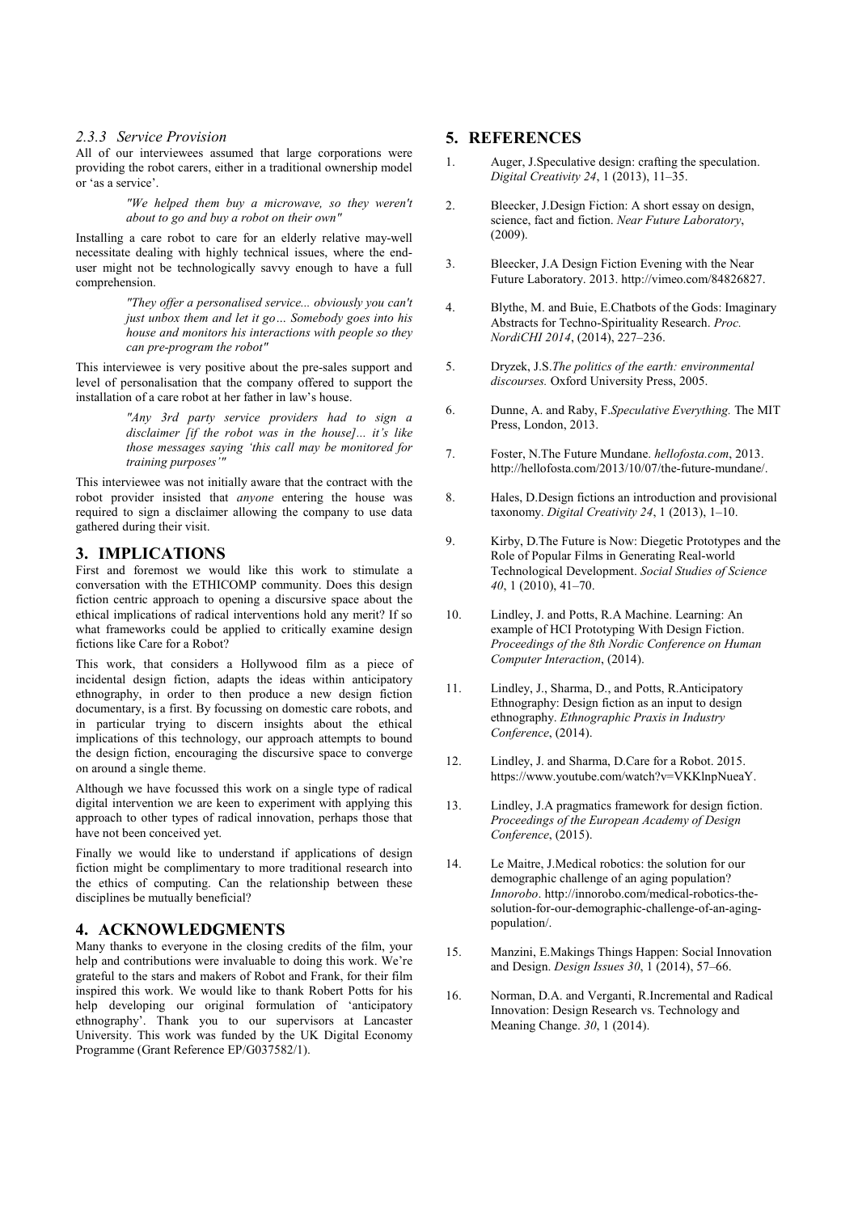### 2.3.3 Service Provision

All of our interviewees assumed that large corporations were providing the robot carers, either in a traditional ownership model or 'as a service'.

> *"We helped them buy a microwave, so they weren't about to go and buy a robot on their own"*

Installing a care robot to care for an elderly relative may-well necessitate dealing with highly technical issues, where the end-user might not be technologically savvy enough to have a full comprehension.

> *"They offer a personalised service... obviously you can't just unbox them and let it go… Somebody goes into his house and monitors his interactions with people so they can pre-program the robot"*

This interviewee is very positive about the pre-sales support and level of personalisation that the company offered to support the installation of a care robot at her father in law's house.

> *"Any 3rd party service providers had to sign a disclaimer [if the robot was in the house]… it's like those messages saying 'this call may be monitored for training purposes'"*

This interviewee was not initially aware that the contract with the robot provider insisted that *anyone* entering the house was required to sign a disclaimer allowing the company to use data gathered during their visit.

## 3. IMPLICATIONS

First and foremost we would like this work to stimulate a conversation with the ETHICOMP community. Does this design fiction centric approach to opening a discursive space about the ethical implications of radical interventions hold any merit? If so what frameworks could be applied to critically examine design fictions like Care for a Robot?

This work, that considers a Hollywood film as a piece of incidental design fiction, adapts the ideas within anticipatory ethnography, in order to then produce a new design fiction documentary, is a first. By focussing on domestic care robots, and in particular trying to discern insights about the ethical implications of this technology, our approach attempts to bound the design fiction, encouraging the discursive space to converge on around a single theme.

Although we have focussed this work on a single type of radical digital intervention we are keen to experiment with applying this approach to other types of radical innovation, perhaps those that have not been conceived yet.

Finally we would like to understand if applications of design fiction might be complimentary to more traditional research into the ethics of computing. Can the relationship between these disciplines be mutually beneficial?

## 4. ACKNOWLEDGMENTS

Many thanks to everyone in the closing credits of the film, your help and contributions were invaluable to doing this work. We're grateful to the stars and makers of Robot and Frank, for their film inspired this work. We would like to thank Robert Potts for his help developing our original formulation of 'anticipatory ethnography'. Thank you to our supervisors at Lancaster University. This work was funded by the UK Digital Economy Programme (Grant Reference EP/G037582/1).

## 5. REFERENCES

1. Auger, J.Speculative design: crafting the speculation. *Digital Creativity 24*, 1 (2013), 11–35.
2. Bleecker, J.Design Fiction: A short essay on design, science, fact and fiction. *Near Future Laboratory*, (2009).
3. Bleecker, J.A Design Fiction Evening with the Near Future Laboratory. 2013. http://vimeo.com/84826827.
4. Blythe, M. and Buie, E.Chatbots of the Gods: Imaginary Abstracts for Techno-Spirituality Research. *Proc. NordiCHI 2014*, (2014), 227–236.
5. Dryzek, J.S.*The politics of the earth: environmental discourses.* Oxford University Press, 2005.
6. Dunne, A. and Raby, F.*Speculative Everything.* The MIT Press, London, 2013.
7. Foster, N.The Future Mundane. *hellofosta.com*, 2013. http://hellofosta.com/2013/10/07/the-future-mundane/.
8. Hales, D.Design fictions an introduction and provisional taxonomy. *Digital Creativity 24*, 1 (2013), 1–10.
9. Kirby, D.The Future is Now: Diegetic Prototypes and the Role of Popular Films in Generating Real-world Technological Development. *Social Studies of Science 40*, 1 (2010), 41–70.
10. Lindley, J. and Potts, R.A Machine. Learning: An example of HCI Prototyping With Design Fiction. *Proceedings of the 8th Nordic Conference on Human Computer Interaction*, (2014).
11. Lindley, J., Sharma, D., and Potts, R.Anticipatory Ethnography: Design fiction as an input to design ethnography. *Ethnographic Praxis in Industry Conference*, (2014).
12. Lindley, J. and Sharma, D.Care for a Robot. 2015. https://www.youtube.com/watch?v=VKKlnpNueaY.
13. Lindley, J.A pragmatics framework for design fiction. *Proceedings of the European Academy of Design Conference*, (2015).
14. Le Maitre, J.Medical robotics: the solution for our demographic challenge of an aging population? *Innorobo*. http://innorobo.com/medical-robotics-the-solution-for-our-demographic-challenge-of-an-aging-population/.
15. Manzini, E.Makings Things Happen: Social Innovation and Design. *Design Issues 30*, 1 (2014), 57–66.
16. Norman, D.A. and Verganti, R.Incremental and Radical Innovation: Design Research vs. Technology and Meaning Change. *30*, 1 (2014).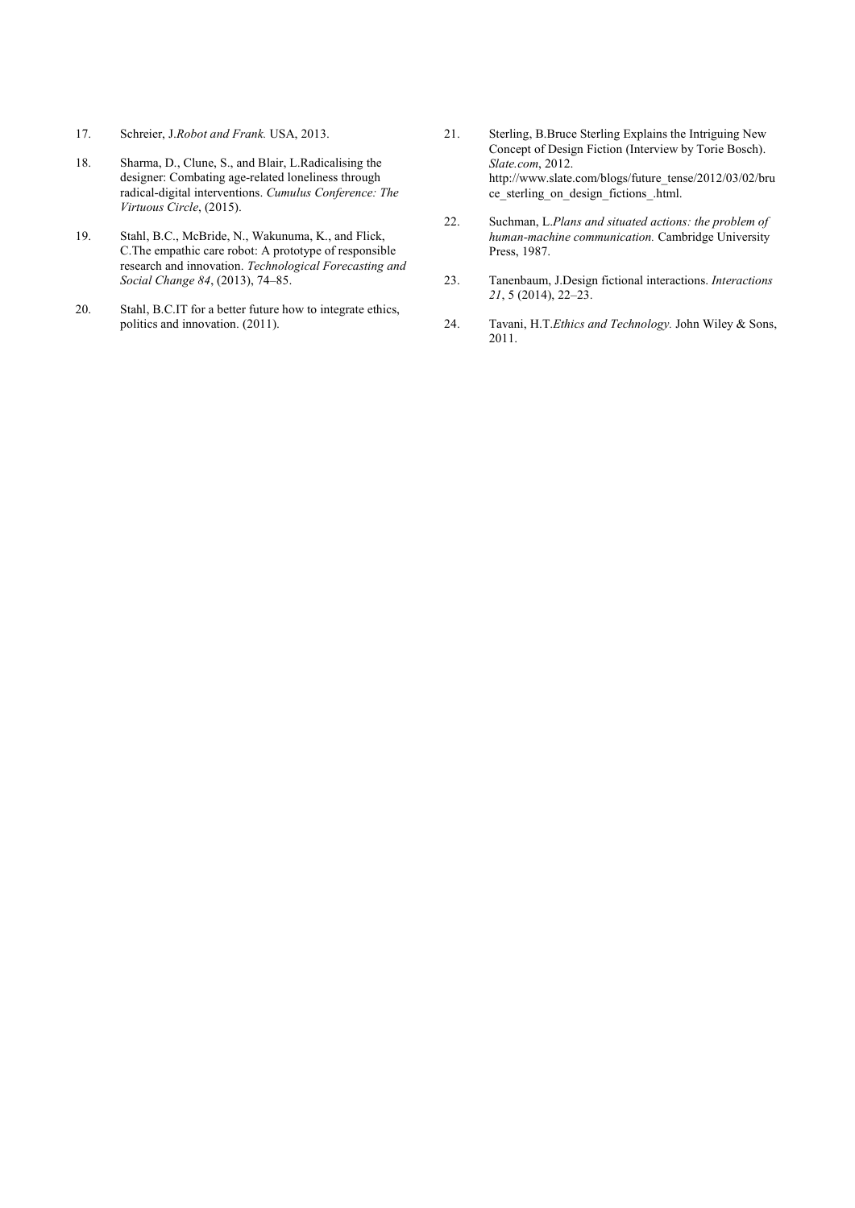17. Schreier, J.*Robot and Frank.* USA, 2013.

18. Sharma, D., Clune, S., and Blair, L.Radicalising the designer: Combating age-related loneliness through radical-digital interventions. *Cumulus Conference: The Virtuous Circle*, (2015).

19. Stahl, B.C., McBride, N., Wakunuma, K., and Flick, C.The empathic care robot: A prototype of responsible research and innovation. *Technological Forecasting and Social Change 84*, (2013), 74–85.

20. Stahl, B.C.IT for a better future how to integrate ethics, politics and innovation. (2011).

21. Sterling, B.Bruce Sterling Explains the Intriguing New Concept of Design Fiction (Interview by Torie Bosch). *Slate.com*, 2012. http://www.slate.com/blogs/future_tense/2012/03/02/bruce_sterling_on_design_fictions_.html.

22. Suchman, L.*Plans and situated actions: the problem of human-machine communication.* Cambridge University Press, 1987.

23. Tanenbaum, J.Design fictional interactions. *Interactions 21*, 5 (2014), 22–23.

24. Tavani, H.T.*Ethics and Technology.* John Wiley & Sons, 2011.